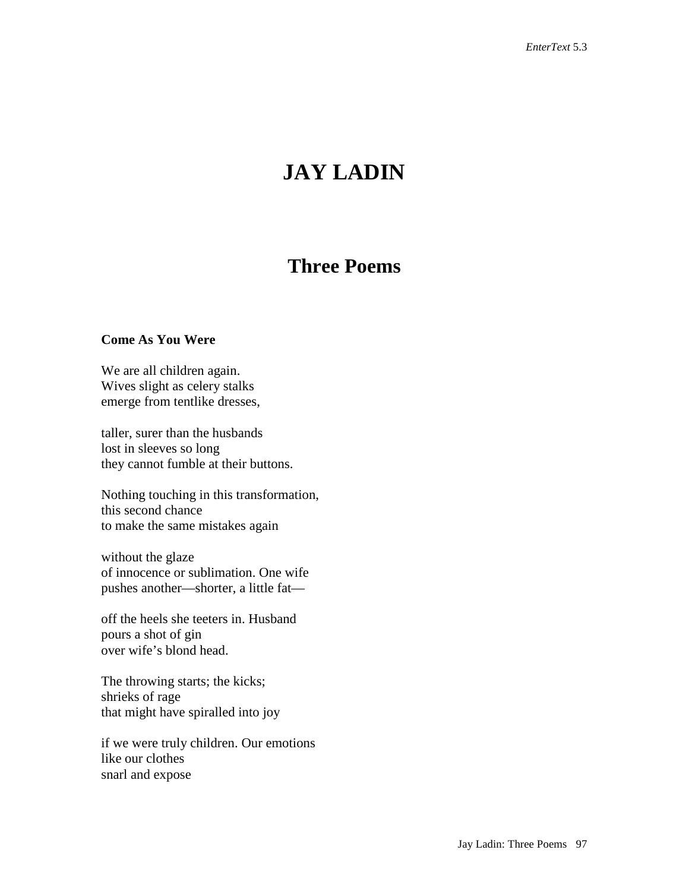# JAY LADIN

## Three Poems

**Come As You Were**

We are all children again.
Wives slight as celery stalks
emerge from tentlike dresses,

taller, surer than the husbands
lost in sleeves so long
they cannot fumble at their buttons.

Nothing touching in this transformation,
this second chance
to make the same mistakes again

without the glaze
of innocence or sublimation. One wife
pushes another—shorter, a little fat—

off the heels she teeters in. Husband
pours a shot of gin
over wife's blond head.

The throwing starts; the kicks;
shrieks of rage
that might have spiralled into joy

if we were truly children. Our emotions
like our clothes
snarl and expose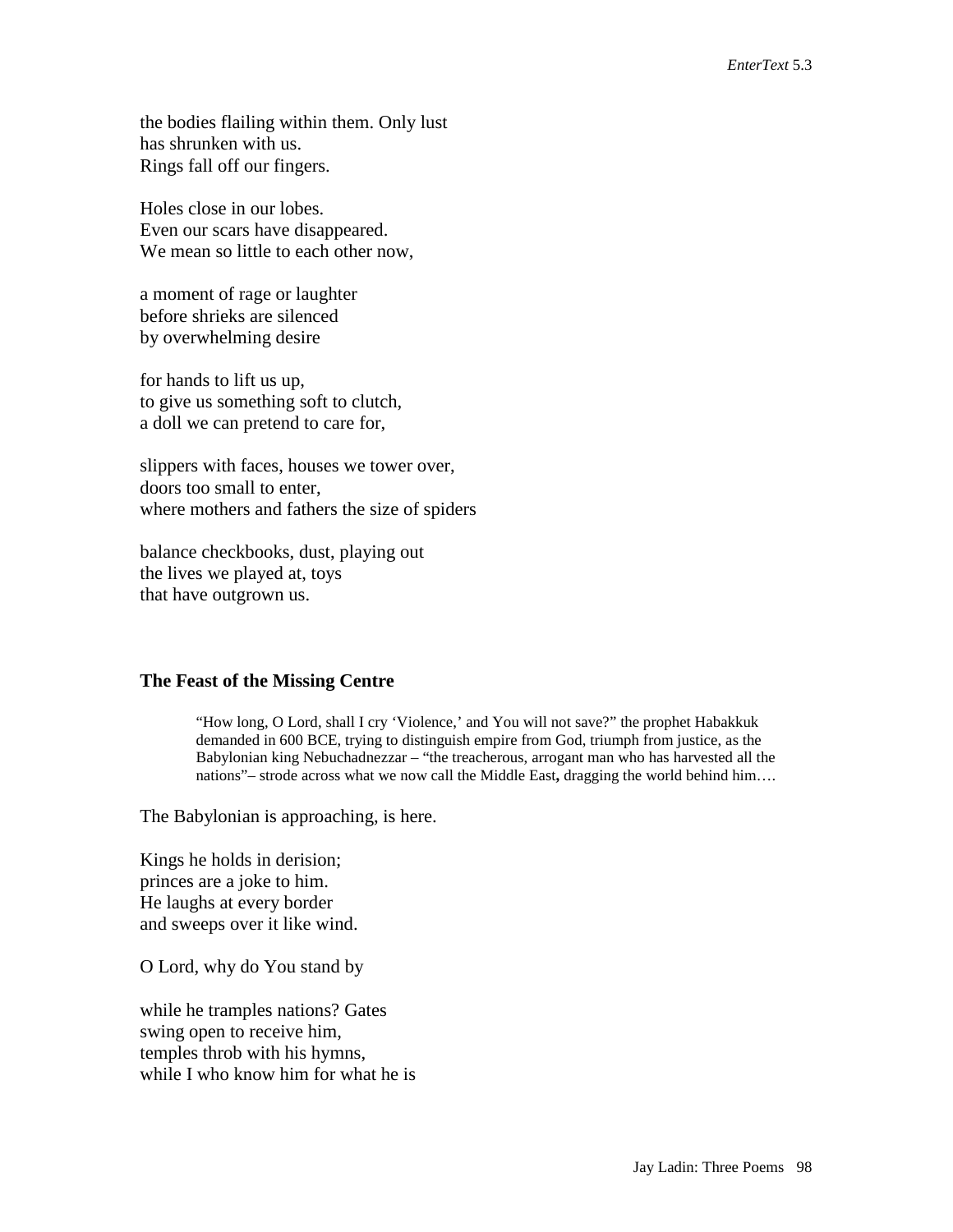the bodies flailing within them. Only lust
has shrunken with us.
Rings fall off our fingers.

Holes close in our lobes.
Even our scars have disappeared.
We mean so little to each other now,

a moment of rage or laughter
before shrieks are silenced
by overwhelming desire

for hands to lift us up,
to give us something soft to clutch,
a doll we can pretend to care for,

slippers with faces, houses we tower over,
doors too small to enter,
where mothers and fathers the size of spiders

balance checkbooks, dust, playing out
the lives we played at, toys
that have outgrown us.

### The Feast of the Missing Centre

> "How long, O Lord, shall I cry 'Violence,' and You will not save?" the prophet Habakkuk demanded in 600 BCE, trying to distinguish empire from God, triumph from justice, as the Babylonian king Nebuchadnezzar – "the treacherous, arrogant man who has harvested all the nations"– strode across what we now call the Middle East**,** dragging the world behind him….

The Babylonian is approaching, is here.

Kings he holds in derision;
princes are a joke to him.
He laughs at every border
and sweeps over it like wind.

O Lord, why do You stand by

while he tramples nations? Gates
swing open to receive him,
temples throb with his hymns,
while I who know him for what he is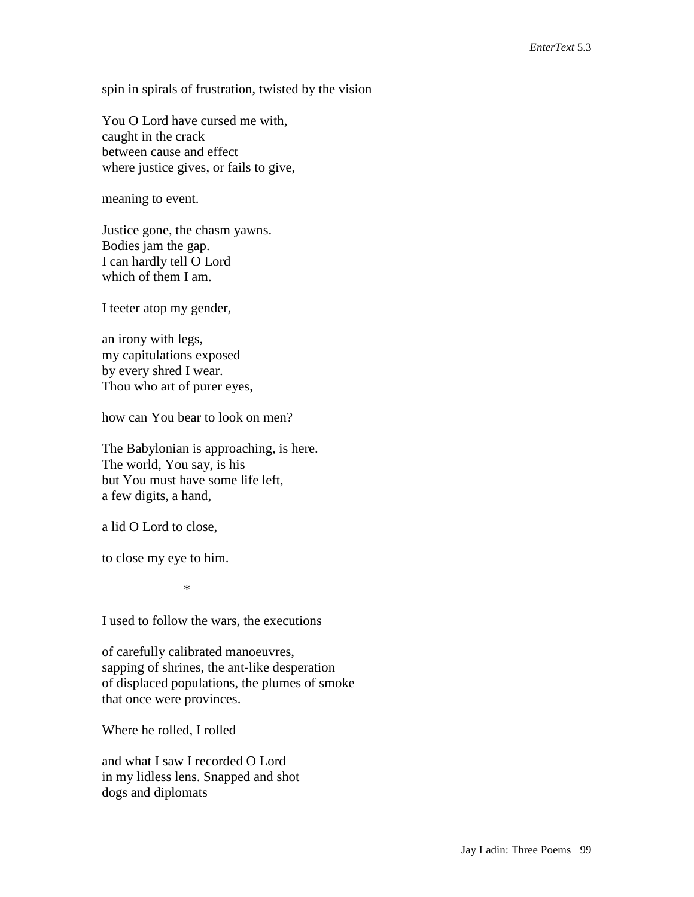spin in spirals of frustration, twisted by the vision

You O Lord have cursed me with,  
caught in the crack  
between cause and effect  
where justice gives, or fails to give,

meaning to event.

Justice gone, the chasm yawns.  
Bodies jam the gap.  
I can hardly tell O Lord  
which of them I am.

I teeter atop my gender,

an irony with legs,  
my capitulations exposed  
by every shred I wear.  
Thou who art of purer eyes,

how can You bear to look on men?

The Babylonian is approaching, is here.  
The world, You say, is his  
but You must have some life left,  
a few digits, a hand,

a lid O Lord to close,

to close my eye to him.

*

I used to follow the wars, the executions

of carefully calibrated manoeuvres,  
sapping of shrines, the ant-like desperation  
of displaced populations, the plumes of smoke  
that once were provinces.

Where he rolled, I rolled

and what I saw I recorded O Lord  
in my lidless lens. Snapped and shot  
dogs and diplomats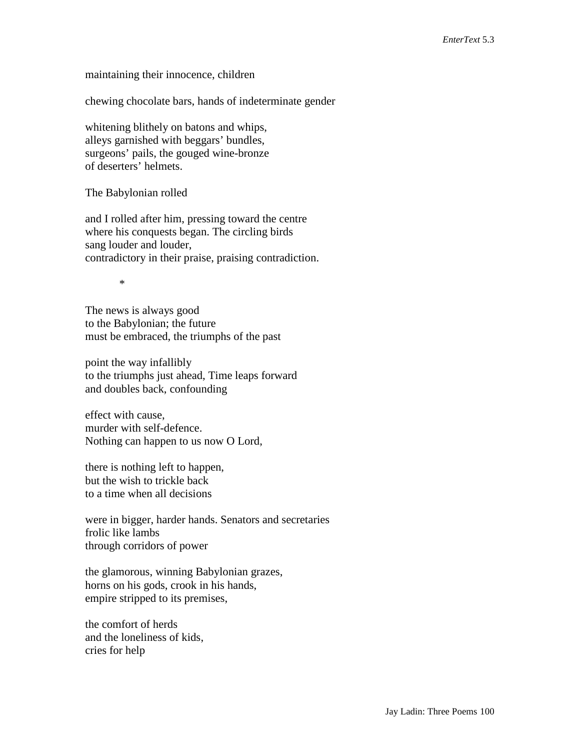maintaining their innocence, children

chewing chocolate bars, hands of indeterminate gender

whitening blithely on batons and whips,  
alleys garnished with beggars' bundles,  
surgeons' pails, the gouged wine-bronze  
of deserters' helmets.

The Babylonian rolled

and I rolled after him, pressing toward the centre  
where his conquests began. The circling birds  
sang louder and louder,  
contradictory in their praise, praising contradiction.

\*

The news is always good  
to the Babylonian; the future  
must be embraced, the triumphs of the past

point the way infallibly  
to the triumphs just ahead, Time leaps forward  
and doubles back, confounding

effect with cause,  
murder with self-defence.  
Nothing can happen to us now O Lord,

there is nothing left to happen,  
but the wish to trickle back  
to a time when all decisions

were in bigger, harder hands. Senators and secretaries  
frolic like lambs  
through corridors of power

the glamorous, winning Babylonian grazes,  
horns on his gods, crook in his hands,  
empire stripped to its premises,

the comfort of herds  
and the loneliness of kids,  
cries for help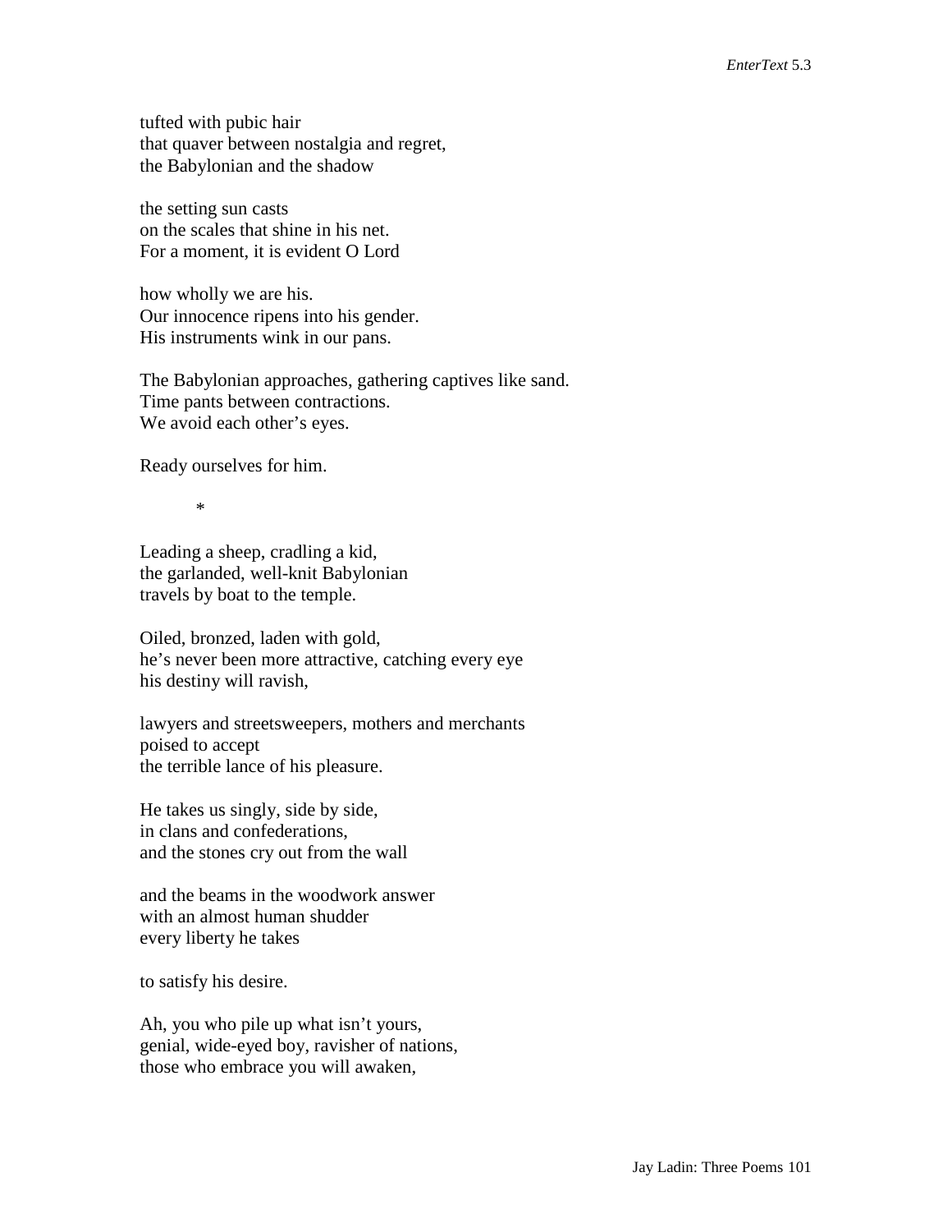tufted with pubic hair  
that quaver between nostalgia and regret,  
the Babylonian and the shadow

the setting sun casts  
on the scales that shine in his net.  
For a moment, it is evident O Lord

how wholly we are his.  
Our innocence ripens into his gender.  
His instruments wink in our pans.

The Babylonian approaches, gathering captives like sand.  
Time pants between contractions.  
We avoid each other's eyes.

Ready ourselves for him.

*

Leading a sheep, cradling a kid,  
the garlanded, well-knit Babylonian  
travels by boat to the temple.

Oiled, bronzed, laden with gold,  
he's never been more attractive, catching every eye  
his destiny will ravish,

lawyers and streetsweepers, mothers and merchants  
poised to accept  
the terrible lance of his pleasure.

He takes us singly, side by side,  
in clans and confederations,  
and the stones cry out from the wall

and the beams in the woodwork answer  
with an almost human shudder  
every liberty he takes

to satisfy his desire.

Ah, you who pile up what isn't yours,  
genial, wide-eyed boy, ravisher of nations,  
those who embrace you will awaken,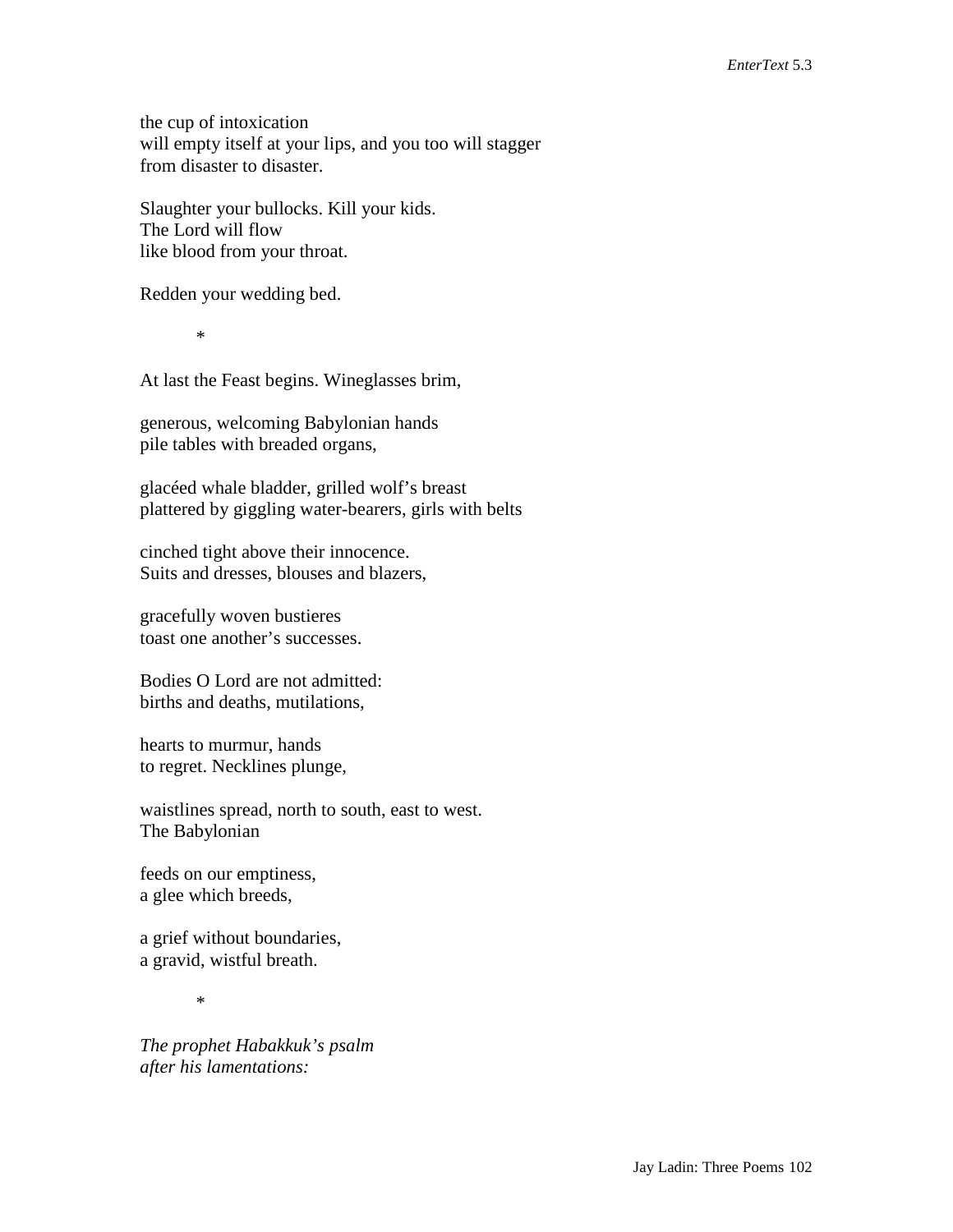the cup of intoxication
will empty itself at your lips, and you too will stagger
from disaster to disaster.

Slaughter your bullocks. Kill your kids.
The Lord will flow
like blood from your throat.

Redden your wedding bed.

*

At last the Feast begins. Wineglasses brim,

generous, welcoming Babylonian hands
pile tables with breaded organs,

glacéed whale bladder, grilled wolf's breast
plattered by giggling water-bearers, girls with belts

cinched tight above their innocence.
Suits and dresses, blouses and blazers,

gracefully woven bustieres
toast one another's successes.

Bodies O Lord are not admitted:
births and deaths, mutilations,

hearts to murmur, hands
to regret. Necklines plunge,

waistlines spread, north to south, east to west.
The Babylonian

feeds on our emptiness,
a glee which breeds,

a grief without boundaries,
a gravid, wistful breath.

*

*The prophet Habakkuk's psalm*
*after his lamentations:*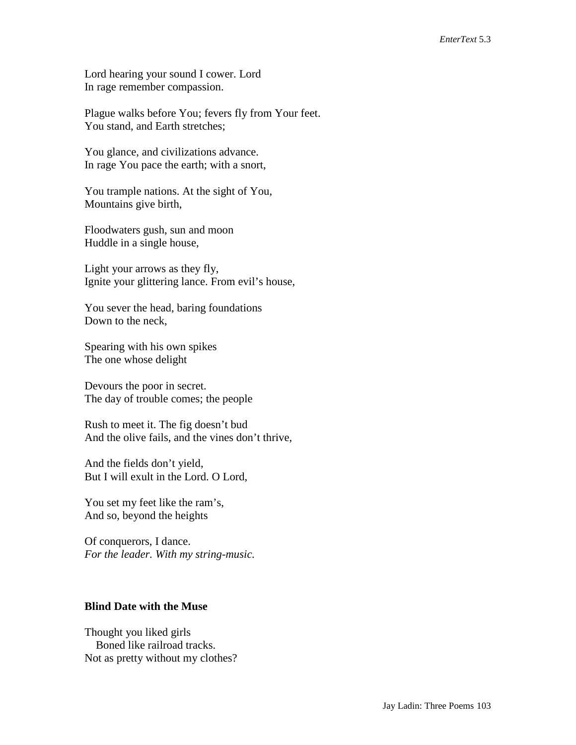Lord hearing your sound I cower. Lord
In rage remember compassion.

Plague walks before You; fevers fly from Your feet.
You stand, and Earth stretches;

You glance, and civilizations advance.
In rage You pace the earth; with a snort,

You trample nations. At the sight of You,
Mountains give birth,

Floodwaters gush, sun and moon
Huddle in a single house,

Light your arrows as they fly,
Ignite your glittering lance. From evil's house,

You sever the head, baring foundations
Down to the neck,

Spearing with his own spikes
The one whose delight

Devours the poor in secret.
The day of trouble comes; the people

Rush to meet it. The fig doesn't bud
And the olive fails, and the vines don't thrive,

And the fields don't yield,
But I will exult in the Lord. O Lord,

You set my feet like the ram's,
And so, beyond the heights

Of conquerors, I dance.
*For the leader. With my string-music.*

**Blind Date with the Muse**

Thought you liked girls
    Boned like railroad tracks.
Not as pretty without my clothes?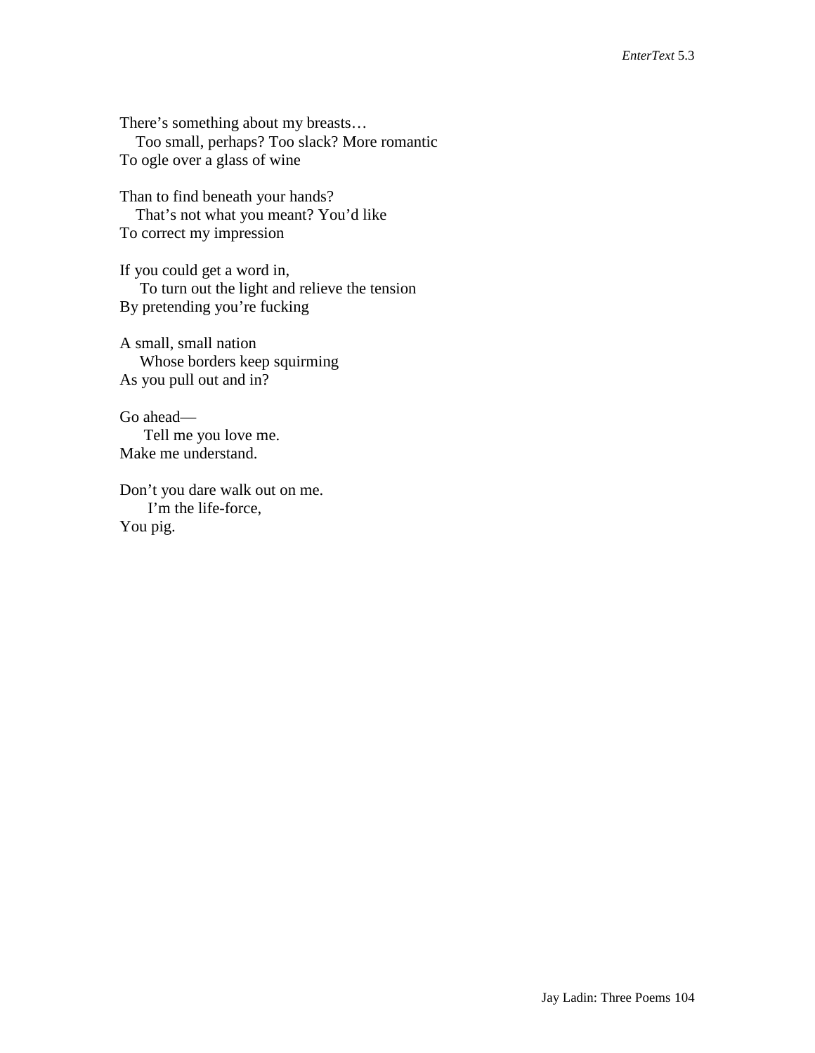There's something about my breasts…  
   Too small, perhaps? Too slack? More romantic  
To ogle over a glass of wine

Than to find beneath your hands?  
   That's not what you meant? You'd like  
To correct my impression

If you could get a word in,  
    To turn out the light and relieve the tension  
By pretending you're fucking

A small, small nation  
    Whose borders keep squirming  
As you pull out and in?

Go ahead—  
     Tell me you love me.  
Make me understand.

Don't you dare walk out on me.  
      I'm the life-force,  
You pig.